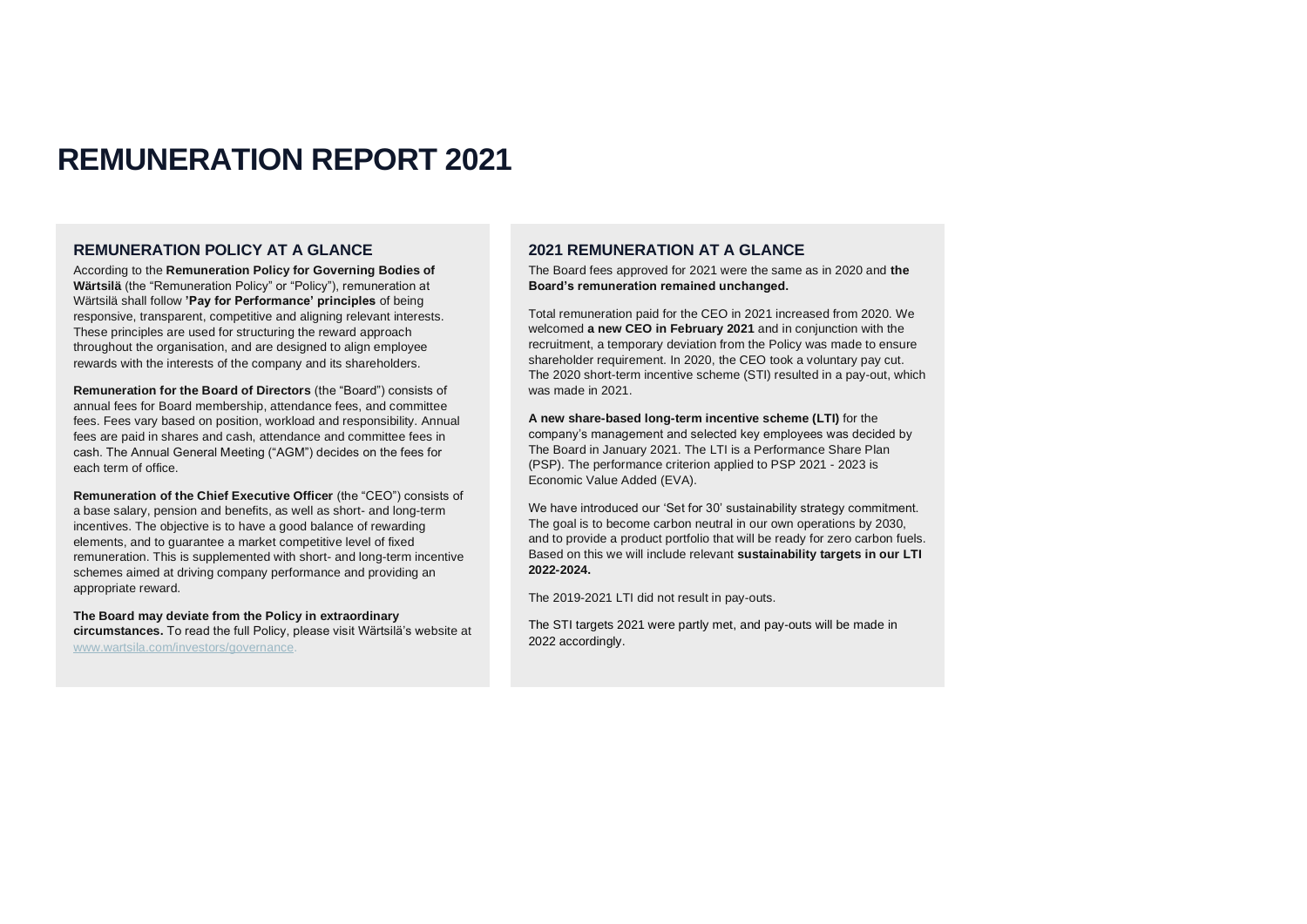# REMUNERATION REPORT 2021

## REMUNERATION POLICY AT A GLANCE

According to the **Remuneration Policy for Governing Bodies of Wärtsilä** (the "Remuneration Policy" or "Policy"), remuneration at Wärtsilä shall follow **'Pay for Performance' principles** of being responsive, transparent, competitive and aligning relevant interests. These principles are used for structuring the reward approach throughout the organisation, and are designed to align employee rewards with the interests of the company and its shareholders.

**Remuneration for the Board of Directors** (the "Board") consists of annual fees for Board membership, attendance fees, and committee fees. Fees vary based on position, workload and responsibility. Annual fees are paid in shares and cash, attendance and committee fees in cash. The Annual General Meeting ("AGM") decides on the fees for each term of office.

**Remuneration of the Chief Executive Officer** (the "CEO") consists of a base salary, pension and benefits, as well as short- and long-term incentives. The objective is to have a good balance of rewarding elements, and to guarantee a market competitive level of fixed remuneration. This is supplemented with short- and long-term incentive schemes aimed at driving company performance and providing an appropriate reward.

**The Board may deviate from the Policy in extraordinary circumstances.** To read the full Policy, please visit Wärtsilä's website at www.wartsila.com/investors/governance.

## 2021 REMUNERATION AT A GLANCE

The Board fees approved for 2021 were the same as in 2020 and **the Board's remuneration remained unchanged.**

Total remuneration paid for the CEO in 2021 increased from 2020. We welcomed **a new CEO in February 2021** and in conjunction with the recruitment, a temporary deviation from the Policy was made to ensure shareholder requirement. In 2020, the CEO took a voluntary pay cut. The 2020 short-term incentive scheme (STI) resulted in a pay-out, which was made in 2021.

**A new share-based long-term incentive scheme (LTI)** for the company's management and selected key employees was decided by The Board in January 2021. The LTI is a Performance Share Plan (PSP). The performance criterion applied to PSP 2021 - 2023 is Economic Value Added (EVA).

We have introduced our 'Set for 30' sustainability strategy commitment. The goal is to become carbon neutral in our own operations by 2030, and to provide a product portfolio that will be ready for zero carbon fuels. Based on this we will include relevant **sustainability targets in our LTI 2022-2024.**

The 2019-2021 LTI did not result in pay-outs.

The STI targets 2021 were partly met, and pay-outs will be made in 2022 accordingly.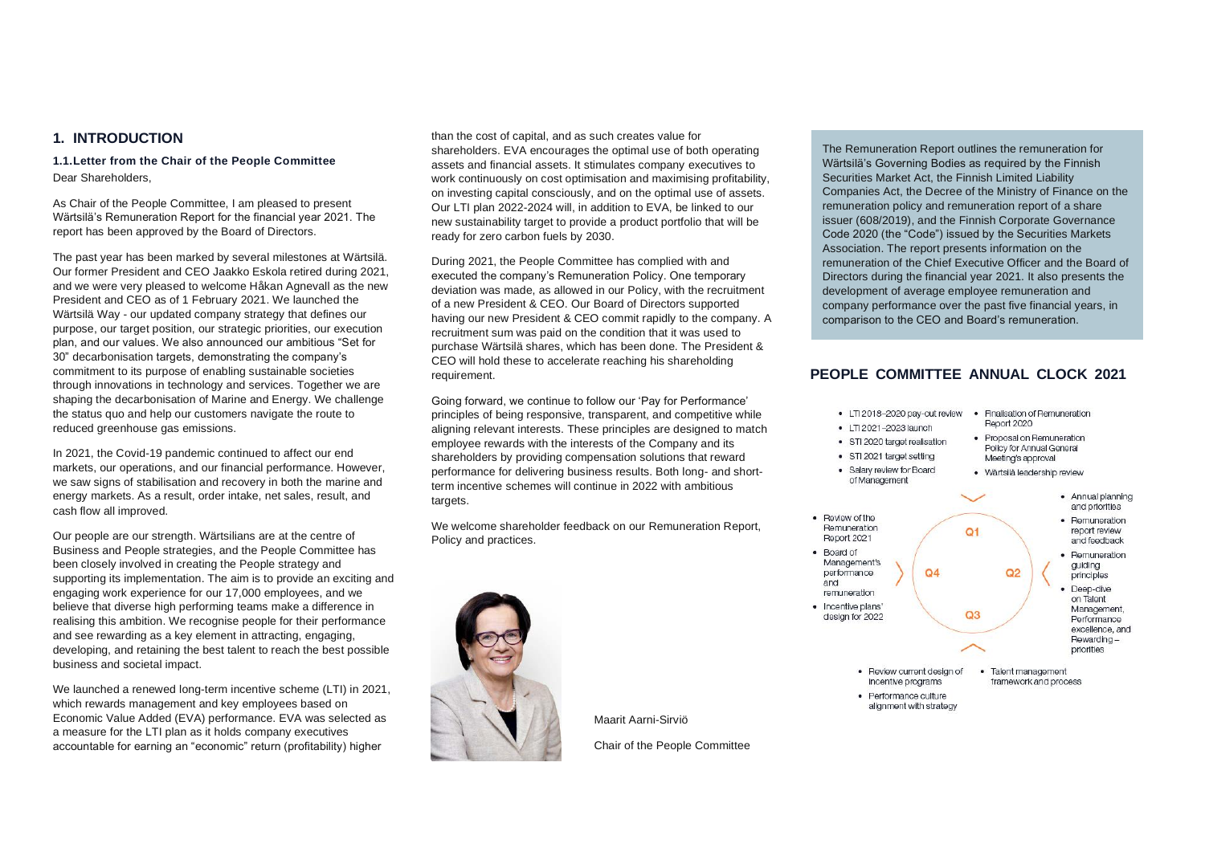# 1. INTRODUCTION

### 1.1. Letter from the Chair of the People Committee

Dear Shareholders,

As Chair of the People Committee, I am pleased to present Wärtsilä's Remuneration Report for the financial year 2021. The report has been approved by the Board of Directors.

The past year has been marked by several milestones at Wärtsilä. Our former President and CEO Jaakko Eskola retired during 2021, and we were very pleased to welcome Håkan Agnevall as the new President and CEO as of 1 February 2021. We launched the Wärtsilä Way - our updated company strategy that defines our purpose, our target position, our strategic priorities, our execution plan, and our values. We also announced our ambitious "Set for 30" decarbonisation targets, demonstrating the company's commitment to its purpose of enabling sustainable societies through innovations in technology and services. Together we are shaping the decarbonisation of Marine and Energy. We challenge the status quo and help our customers navigate the route to reduced greenhouse gas emissions.

In 2021, the Covid-19 pandemic continued to affect our end markets, our operations, and our financial performance. However, we saw signs of stabilisation and recovery in both the marine and energy markets. As a result, order intake, net sales, result, and cash flow all improved.

Our people are our strength. Wärtsilians are at the centre of Business and People strategies, and the People Committee has been closely involved in creating the People strategy and supporting its implementation. The aim is to provide an exciting and engaging work experience for our 17,000 employees, and we believe that diverse high performing teams make a difference in realising this ambition. We recognise people for their performance and see rewarding as a key element in attracting, engaging, developing, and retaining the best talent to reach the best possible business and societal impact.

We launched a renewed long-term incentive scheme (LTI) in 2021, which rewards management and key employees based on Economic Value Added (EVA) performance. EVA was selected as a measure for the LTI plan as it holds company executives accountable for earning an "economic" return (profitability) higher than the cost of capital, and as such creates value for shareholders. EVA encourages the optimal use of both operating assets and financial assets. It stimulates company executives to work continuously on cost optimisation and maximising profitability, on investing capital consciously, and on the optimal use of assets. Our LTI plan 2022-2024 will, in addition to EVA, be linked to our new sustainability target to provide a product portfolio that will be ready for zero carbon fuels by 2030.

During 2021, the People Committee has complied with and executed the company's Remuneration Policy. One temporary deviation was made, as allowed in our Policy, with the recruitment of a new President & CEO. Our Board of Directors supported having our new President & CEO commit rapidly to the company. A recruitment sum was paid on the condition that it was used to purchase Wärtsilä shares, which has been done. The President & CEO will hold these to accelerate reaching his shareholding requirement.

Going forward, we continue to follow our 'Pay for Performance' principles of being responsive, transparent, and competitive while aligning relevant interests. These principles are designed to match employee rewards with the interests of the Company and its shareholders by providing compensation solutions that reward performance for delivering business results. Both long- and short-term incentive schemes will continue in 2022 with ambitious targets.

We welcome shareholder feedback on our Remuneration Report, Policy and practices.

Maarit Aarni-Sirviö

Chair of the People Committee

The Remuneration Report outlines the remuneration for Wärtsilä's Governing Bodies as required by the Finnish Securities Market Act, the Finnish Limited Liability Companies Act, the Decree of the Ministry of Finance on the remuneration policy and remuneration report of a share issuer (608/2019), and the Finnish Corporate Governance Code 2020 (the "Code") issued by the Securities Markets Association. The report presents information on the remuneration of the Chief Executive Officer and the Board of Directors during the financial year 2021. It also presents the development of average employee remuneration and company performance over the past five financial years, in comparison to the CEO and Board's remuneration.

## PEOPLE COMMITTEE ANNUAL CLOCK 2021

**Q1**
- LTI 2018–2020 pay-out review
- LTI 2021–2023 launch
- STI 2020 target realisation
- STI 2021 target setting
- Salary review for Board of Management
- Finalisation of Remuneration Report 2020
- Proposal on Remuneration Policy for Annual General Meeting's approval
- Wärtsilä leadership review

**Q2**
- Annual planning and priorities
- Remuneration report review and feedback
- Remuneration guiding principles
- Deep-dive on Talent Management, Performance excellence, and Rewarding – priorities

**Q3**
- Review current design of incentive programs
- Performance culture alignment with strategy
- Talent management framework and process

**Q4**
- Review of the Remuneration Report 2021
- Board of Management's performance and remuneration
- Incentive plans' design for 2022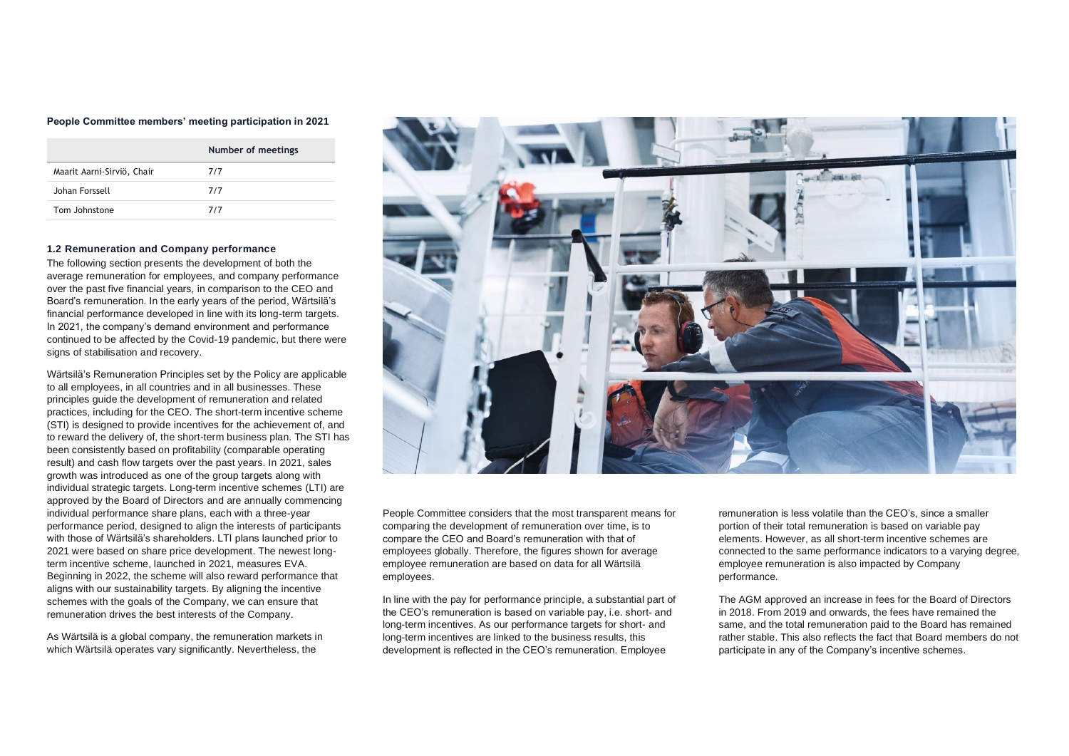**People Committee members' meeting participation in 2021**

| | Number of meetings |
|---|---|
| Maarit Aarni-Sirviö, Chair | 7/7 |
| Johan Forssell | 7/7 |
| Tom Johnstone | 7/7 |

### 1.2 Remuneration and Company performance

The following section presents the development of both the average remuneration for employees, and company performance over the past five financial years, in comparison to the CEO and Board's remuneration. In the early years of the period, Wärtsilä's financial performance developed in line with its long-term targets. In 2021, the company's demand environment and performance continued to be affected by the Covid-19 pandemic, but there were signs of stabilisation and recovery.

Wärtsilä's Remuneration Principles set by the Policy are applicable to all employees, in all countries and in all businesses. These principles guide the development of remuneration and related practices, including for the CEO. The short-term incentive scheme (STI) is designed to provide incentives for the achievement of, and to reward the delivery of, the short-term business plan. The STI has been consistently based on profitability (comparable operating result) and cash flow targets over the past years. In 2021, sales growth was introduced as one of the group targets along with individual strategic targets. Long-term incentive schemes (LTI) are approved by the Board of Directors and are annually commencing individual performance share plans, each with a three-year performance period, designed to align the interests of participants with those of Wärtsilä's shareholders. LTI plans launched prior to 2021 were based on share price development. The newest long-term incentive scheme, launched in 2021, measures EVA. Beginning in 2022, the scheme will also reward performance that aligns with our sustainability targets. By aligning the incentive schemes with the goals of the Company, we can ensure that remuneration drives the best interests of the Company.

As Wärtsilä is a global company, the remuneration markets in which Wärtsilä operates vary significantly. Nevertheless, the People Committee considers that the most transparent means for comparing the development of remuneration over time, is to compare the CEO and Board's remuneration with that of employees globally. Therefore, the figures shown for average employee remuneration are based on data for all Wärtsilä employees.

In line with the pay for performance principle, a substantial part of the CEO's remuneration is based on variable pay, i.e. short- and long-term incentives. As our performance targets for short- and long-term incentives are linked to the business results, this development is reflected in the CEO's remuneration. Employee remuneration is less volatile than the CEO's, since a smaller portion of their total remuneration is based on variable pay elements. However, as all short-term incentive schemes are connected to the same performance indicators to a varying degree, employee remuneration is also impacted by Company performance.

The AGM approved an increase in fees for the Board of Directors in 2018. From 2019 and onwards, the fees have remained the same, and the total remuneration paid to the Board has remained rather stable. This also reflects the fact that Board members do not participate in any of the Company's incentive schemes.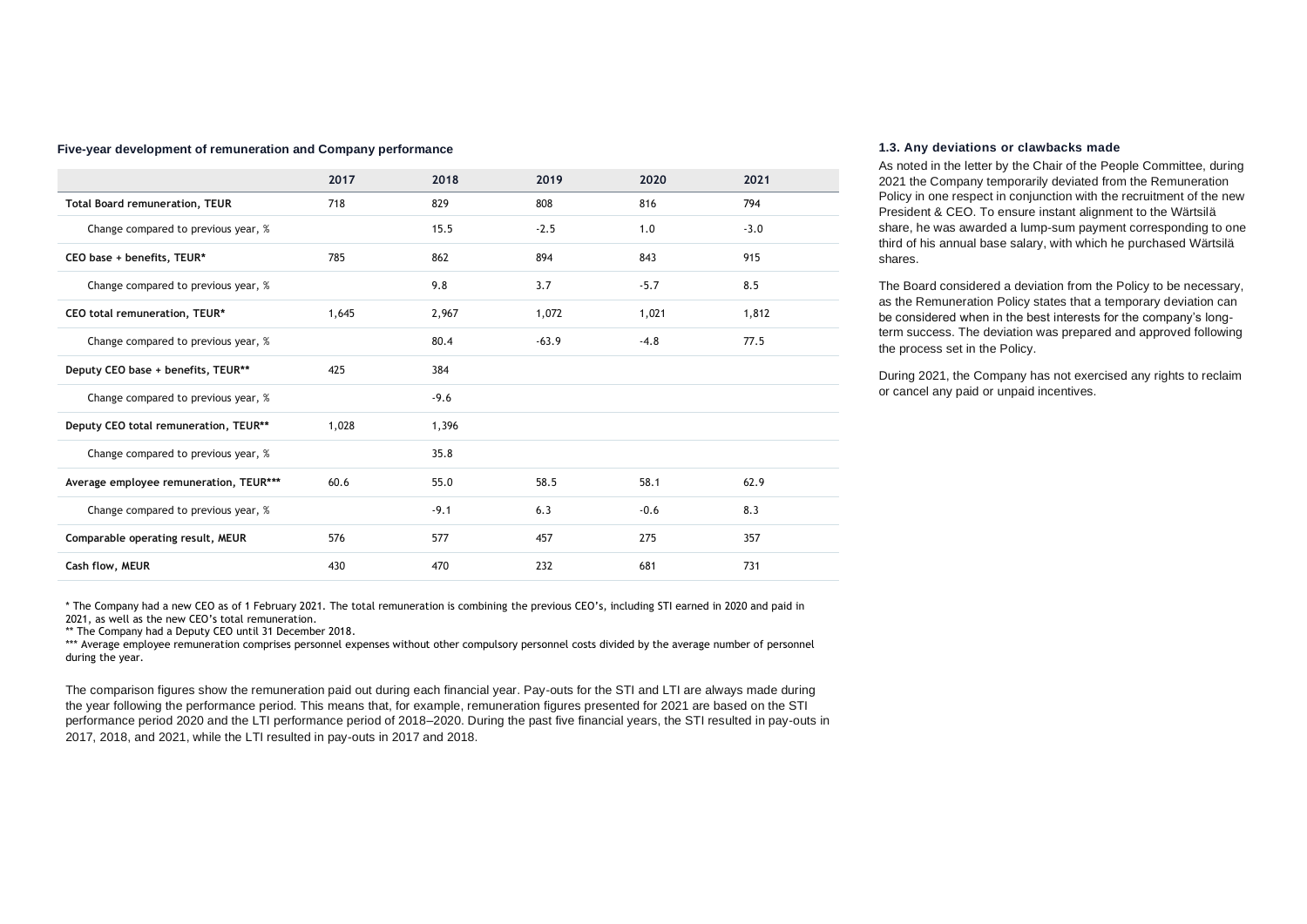**Five-year development of remuneration and Company performance**

| | 2017 | 2018 | 2019 | 2020 | 2021 |
|---|---|---|---|---|---|
| **Total Board remuneration, TEUR** | 718 | 829 | 808 | 816 | 794 |
| Change compared to previous year, % | | 15.5 | -2.5 | 1.0 | -3.0 |
| **CEO base + benefits, TEUR*** | 785 | 862 | 894 | 843 | 915 |
| Change compared to previous year, % | | 9.8 | 3.7 | -5.7 | 8.5 |
| **CEO total remuneration, TEUR*** | 1,645 | 2,967 | 1,072 | 1,021 | 1,812 |
| Change compared to previous year, % | | 80.4 | -63.9 | -4.8 | 77.5 |
| **Deputy CEO base + benefits, TEUR**** | 425 | 384 | | | |
| Change compared to previous year, % | | -9.6 | | | |
| **Deputy CEO total remuneration, TEUR**** | 1,028 | 1,396 | | | |
| Change compared to previous year, % | | 35.8 | | | |
| **Average employee remuneration, TEUR***** | 60.6 | 55.0 | 58.5 | 58.1 | 62.9 |
| Change compared to previous year, % | | -9.1 | 6.3 | -0.6 | 8.3 |
| **Comparable operating result, MEUR** | 576 | 577 | 457 | 275 | 357 |
| **Cash flow, MEUR** | 430 | 470 | 232 | 681 | 731 |

\* The Company had a new CEO as of 1 February 2021. The total remuneration is combining the previous CEO's, including STI earned in 2020 and paid in 2021, as well as the new CEO's total remuneration.

\*\* The Company had a Deputy CEO until 31 December 2018.

\*\*\* Average employee remuneration comprises personnel expenses without other compulsory personnel costs divided by the average number of personnel during the year.

The comparison figures show the remuneration paid out during each financial year. Pay-outs for the STI and LTI are always made during the year following the performance period. This means that, for example, remuneration figures presented for 2021 are based on the STI performance period 2020 and the LTI performance period of 2018–2020. During the past five financial years, the STI resulted in pay-outs in 2017, 2018, and 2021, while the LTI resulted in pay-outs in 2017 and 2018.

### 1.3. Any deviations or clawbacks made

As noted in the letter by the Chair of the People Committee, during 2021 the Company temporarily deviated from the Remuneration Policy in one respect in conjunction with the recruitment of the new President & CEO. To ensure instant alignment to the Wärtsilä share, he was awarded a lump-sum payment corresponding to one third of his annual base salary, with which he purchased Wärtsilä shares.

The Board considered a deviation from the Policy to be necessary, as the Remuneration Policy states that a temporary deviation can be considered when in the best interests for the company's long-term success. The deviation was prepared and approved following the process set in the Policy.

During 2021, the Company has not exercised any rights to reclaim or cancel any paid or unpaid incentives.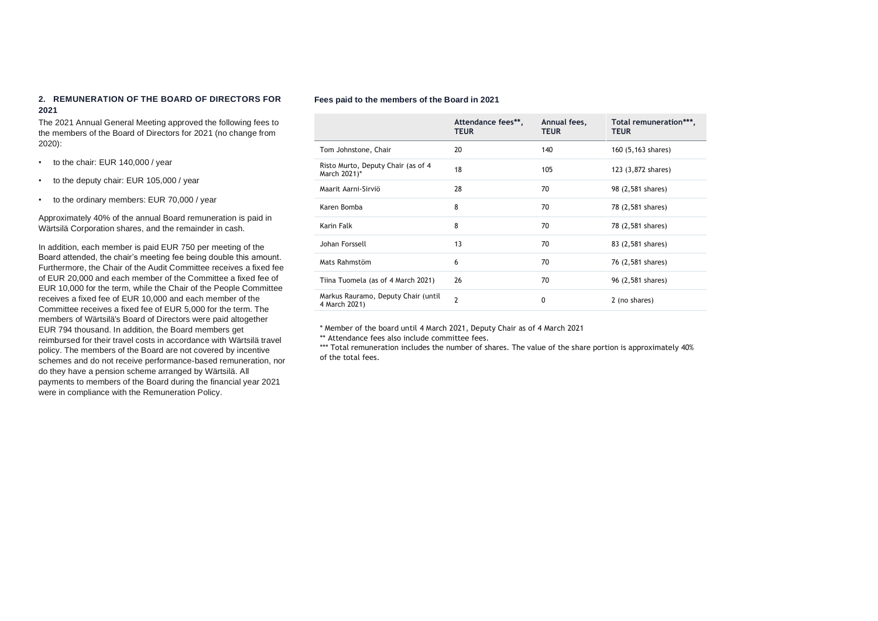## 2. REMUNERATION OF THE BOARD OF DIRECTORS FOR 2021

The 2021 Annual General Meeting approved the following fees to the members of the Board of Directors for 2021 (no change from 2020):

- to the chair: EUR 140,000 / year
- to the deputy chair: EUR 105,000 / year
- to the ordinary members: EUR 70,000 / year

Approximately 40% of the annual Board remuneration is paid in Wärtsilä Corporation shares, and the remainder in cash.

In addition, each member is paid EUR 750 per meeting of the Board attended, the chair's meeting fee being double this amount. Furthermore, the Chair of the Audit Committee receives a fixed fee of EUR 20,000 and each member of the Committee a fixed fee of EUR 10,000 for the term, while the Chair of the People Committee receives a fixed fee of EUR 10,000 and each member of the Committee receives a fixed fee of EUR 5,000 for the term. The members of Wärtsilä's Board of Directors were paid altogether EUR 794 thousand. In addition, the Board members get reimbursed for their travel costs in accordance with Wärtsilä travel policy. The members of the Board are not covered by incentive schemes and do not receive performance-based remuneration, nor do they have a pension scheme arranged by Wärtsilä. All payments to members of the Board during the financial year 2021 were in compliance with the Remuneration Policy.

**Fees paid to the members of the Board in 2021**

| | Attendance fees**, TEUR | Annual fees, TEUR | Total remuneration***, TEUR |
|---|---|---|---|
| Tom Johnstone, Chair | 20 | 140 | 160 (5,163 shares) |
| Risto Murto, Deputy Chair (as of 4 March 2021)* | 18 | 105 | 123 (3,872 shares) |
| Maarit Aarni-Sirviö | 28 | 70 | 98 (2,581 shares) |
| Karen Bomba | 8 | 70 | 78 (2,581 shares) |
| Karin Falk | 8 | 70 | 78 (2,581 shares) |
| Johan Forssell | 13 | 70 | 83 (2,581 shares) |
| Mats Rahmstöm | 6 | 70 | 76 (2,581 shares) |
| Tiina Tuomela (as of 4 March 2021) | 26 | 70 | 96 (2,581 shares) |
| Markus Rauramo, Deputy Chair (until 4 March 2021) | 2 | 0 | 2 (no shares) |

\* Member of the board until 4 March 2021, Deputy Chair as of 4 March 2021

\** Attendance fees also include committee fees.

\*** Total remuneration includes the number of shares. The value of the share portion is approximately 40% of the total fees.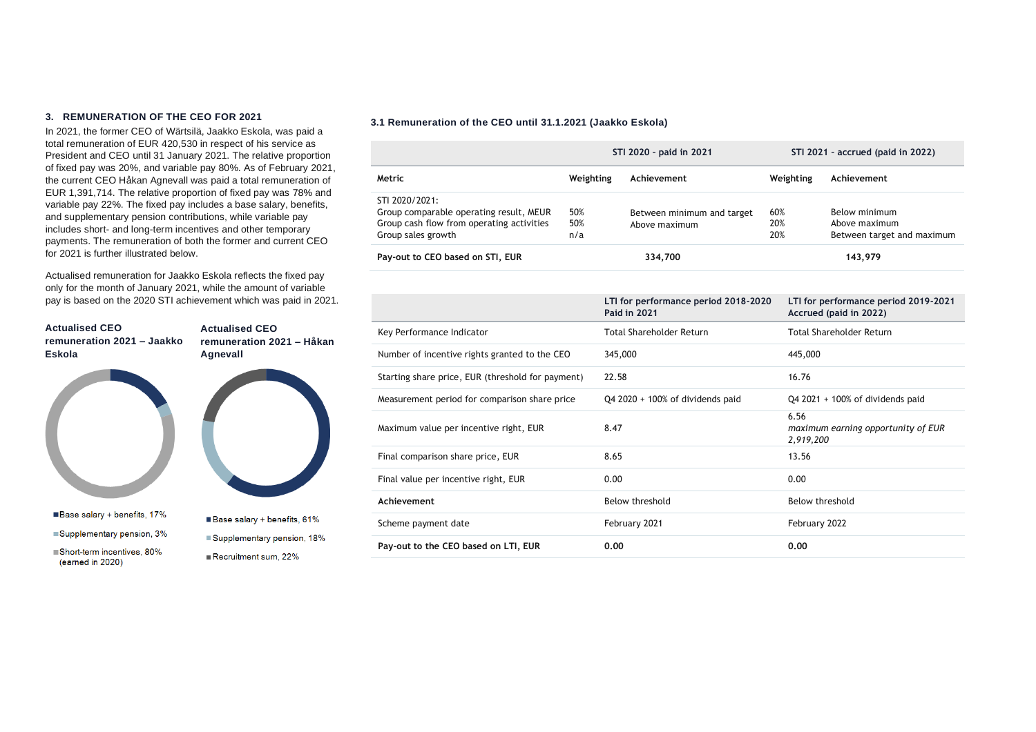## 3. REMUNERATION OF THE CEO FOR 2021

In 2021, the former CEO of Wärtsilä, Jaakko Eskola, was paid a total remuneration of EUR 420,530 in respect of his service as President and CEO until 31 January 2021. The relative proportion of fixed pay was 20%, and variable pay 80%. As of February 2021, the current CEO Håkan Agnevall was paid a total remuneration of EUR 1,391,714. The relative proportion of fixed pay was 78% and variable pay 22%. The fixed pay includes a base salary, benefits, and supplementary pension contributions, while variable pay includes short- and long-term incentives and other temporary payments. The remuneration of both the former and current CEO for 2021 is further illustrated below.

Actualised remuneration for Jaakko Eskola reflects the fixed pay only for the month of January 2021, while the amount of variable pay is based on the 2020 STI achievement which was paid in 2021.

**Actualised CEO remuneration 2021 – Jaakko Eskola**

- Base salary + benefits, 17%
- Supplementary pension, 3%
- Short-term incentives, 80% (earned in 2020)

**Actualised CEO remuneration 2021 – Håkan Agnevall**

- Base salary + benefits, 61%
- Supplementary pension, 18%
- Recruitment sum, 22%

### 3.1 Remuneration of the CEO until 31.1.2021 (Jaakko Eskola)

| | STI 2020 - paid in 2021 | | STI 2021 - accrued (paid in 2022) | |
|---|---|---|---|---|
| **Metric** | **Weighting** | **Achievement** | **Weighting** | **Achievement** |
| STI 2020/2021: | | | | |
| Group comparable operating result, MEUR | 50% | Between minimum and target | 60% | Below minimum |
| Group cash flow from operating activities | 50% | Above maximum | 20% | Above maximum |
| Group sales growth | n/a | | 20% | Between target and maximum |
| **Pay-out to CEO based on STI, EUR** | | **334,700** | | **143,979** |

| | LTI for performance period 2018-2020 Paid in 2021 | LTI for performance period 2019-2021 Accrued (paid in 2022) |
|---|---|---|
| Key Performance Indicator | Total Shareholder Return | Total Shareholder Return |
| Number of incentive rights granted to the CEO | 345,000 | 445,000 |
| Starting share price, EUR (threshold for payment) | 22.58 | 16.76 |
| Measurement period for comparison share price | Q4 2020 + 100% of dividends paid | Q4 2021 + 100% of dividends paid |
| Maximum value per incentive right, EUR | 8.47 | 6.56 *maximum earning opportunity of EUR 2,919,200* |
| Final comparison share price, EUR | 8.65 | 13.56 |
| Final value per incentive right, EUR | 0.00 | 0.00 |
| **Achievement** | Below threshold | Below threshold |
| Scheme payment date | February 2021 | February 2022 |
| **Pay-out to the CEO based on LTI, EUR** | **0.00** | **0.00** |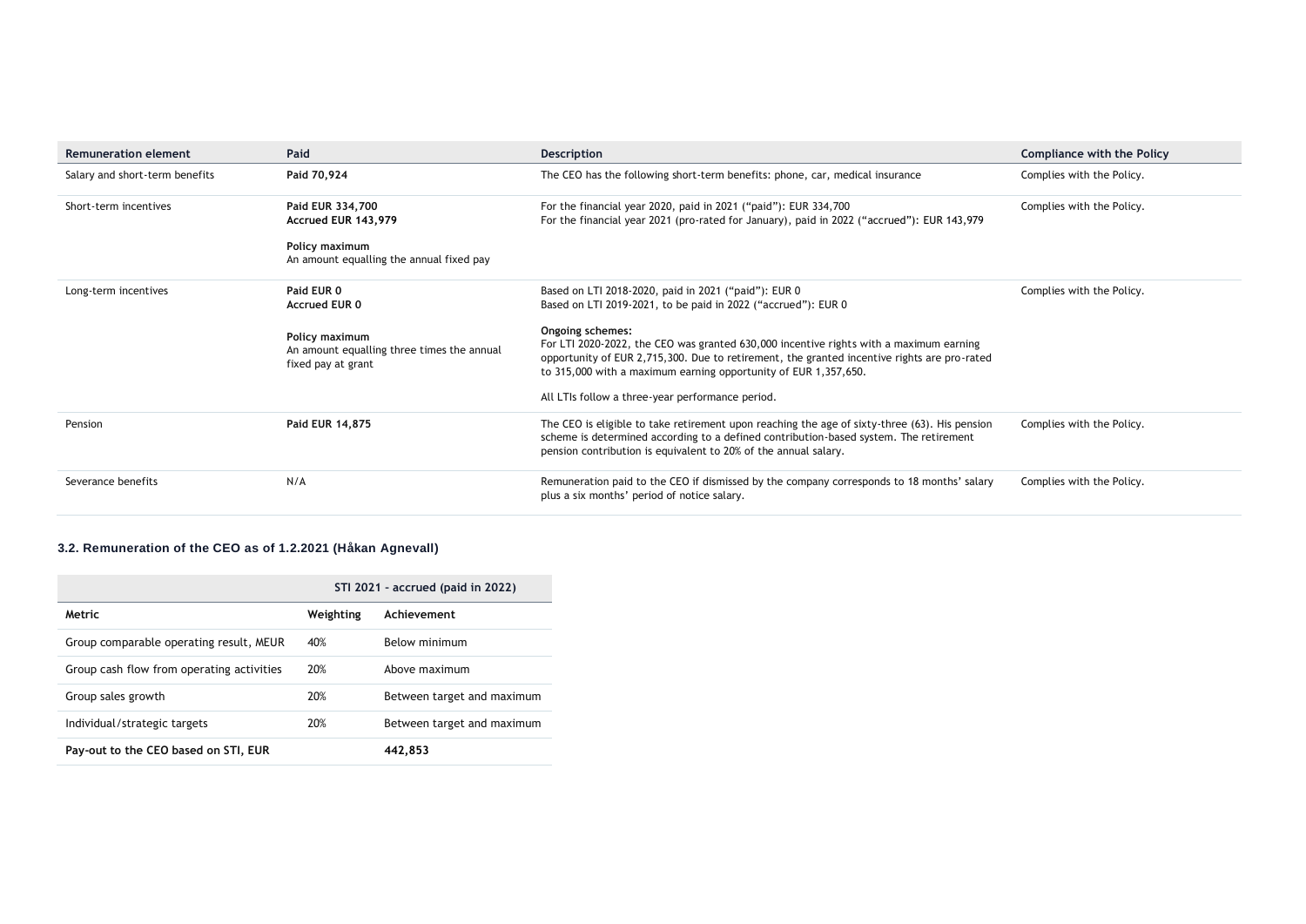| Remuneration element | Paid | Description | Compliance with the Policy |
| --- | --- | --- | --- |
| Salary and short-term benefits | **Paid 70,924** | The CEO has the following short-term benefits: phone, car, medical insurance | Complies with the Policy. |
| Short-term incentives | **Paid EUR 334,700**<br>**Accrued EUR 143,979**<br><br>**Policy maximum**<br>An amount equalling the annual fixed pay | For the financial year 2020, paid in 2021 ("paid"): EUR 334,700<br>For the financial year 2021 (pro-rated for January), paid in 2022 ("accrued"): EUR 143,979 | Complies with the Policy. |
| Long-term incentives | **Paid EUR 0**<br>**Accrued EUR 0**<br><br>**Policy maximum**<br>An amount equalling three times the annual fixed pay at grant | Based on LTI 2018-2020, paid in 2021 ("paid"): EUR 0<br>Based on LTI 2019-2021, to be paid in 2022 ("accrued"): EUR 0<br><br>**Ongoing schemes:**<br>For LTI 2020-2022, the CEO was granted 630,000 incentive rights with a maximum earning opportunity of EUR 2,715,300. Due to retirement, the granted incentive rights are pro-rated to 315,000 with a maximum earning opportunity of EUR 1,357,650.<br><br>All LTIs follow a three-year performance period. | Complies with the Policy. |
| Pension | **Paid EUR 14,875** | The CEO is eligible to take retirement upon reaching the age of sixty-three (63). His pension scheme is determined according to a defined contribution-based system. The retirement pension contribution is equivalent to 20% of the annual salary. | Complies with the Policy. |
| Severance benefits | N/A | Remuneration paid to the CEO if dismissed by the company corresponds to 18 months' salary plus a six months' period of notice salary. | Complies with the Policy. |

### 3.2. Remuneration of the CEO as of 1.2.2021 (Håkan Agnevall)

| | STI 2021 - accrued (paid in 2022) | |
| --- | --- | --- |
| **Metric** | **Weighting** | **Achievement** |
| Group comparable operating result, MEUR | 40% | Below minimum |
| Group cash flow from operating activities | 20% | Above maximum |
| Group sales growth | 20% | Between target and maximum |
| Individual/strategic targets | 20% | Between target and maximum |
| **Pay-out to the CEO based on STI, EUR** | | **442,853** |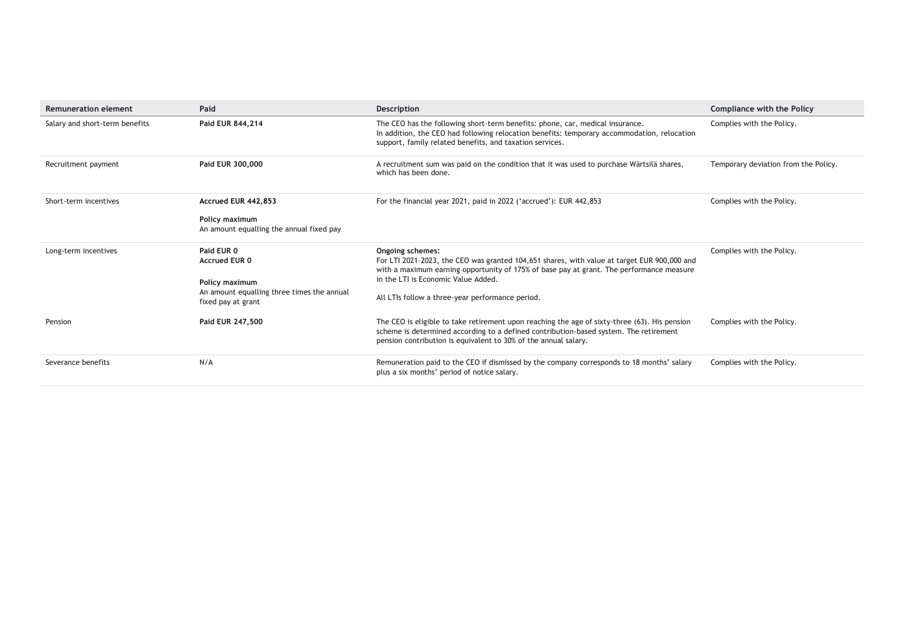| Remuneration element | Paid | Description | Compliance with the Policy |
|---|---|---|---|
| Salary and short-term benefits | **Paid EUR 844,214** | The CEO has the following short-term benefits: phone, car, medical insurance.<br>In addition, the CEO had following relocation benefits: temporary accommodation, relocation support, family related benefits, and taxation services. | Complies with the Policy. |
| Recruitment payment | **Paid EUR 300,000** | A recruitment sum was paid on the condition that it was used to purchase Wärtsilä shares, which has been done. | Temporary deviation from the Policy. |
| Short-term incentives | **Accrued EUR 442,853**<br><br>**Policy maximum**<br>An amount equalling the annual fixed pay | For the financial year 2021, paid in 2022 ('accrued'): EUR 442,853 | Complies with the Policy. |
| Long-term incentives | **Paid EUR 0**<br>**Accrued EUR 0**<br><br>**Policy maximum**<br>An amount equalling three times the annual fixed pay at grant | **Ongoing schemes:**<br>For LTI 2021–2023, the CEO was granted 104,651 shares, with value at target EUR 900,000 and with a maximum earning opportunity of 175% of base pay at grant. The performance measure in the LTI is Economic Value Added.<br><br>All LTIs follow a three-year performance period. | Complies with the Policy. |
| Pension | **Paid EUR 247,500** | The CEO is eligible to take retirement upon reaching the age of sixty-three (63). His pension scheme is determined according to a defined contribution-based system. The retirement pension contribution is equivalent to 30% of the annual salary. | Complies with the Policy. |
| Severance benefits | N/A | Remuneration paid to the CEO if dismissed by the company corresponds to 18 months' salary plus a six months' period of notice salary. | Complies with the Policy. |